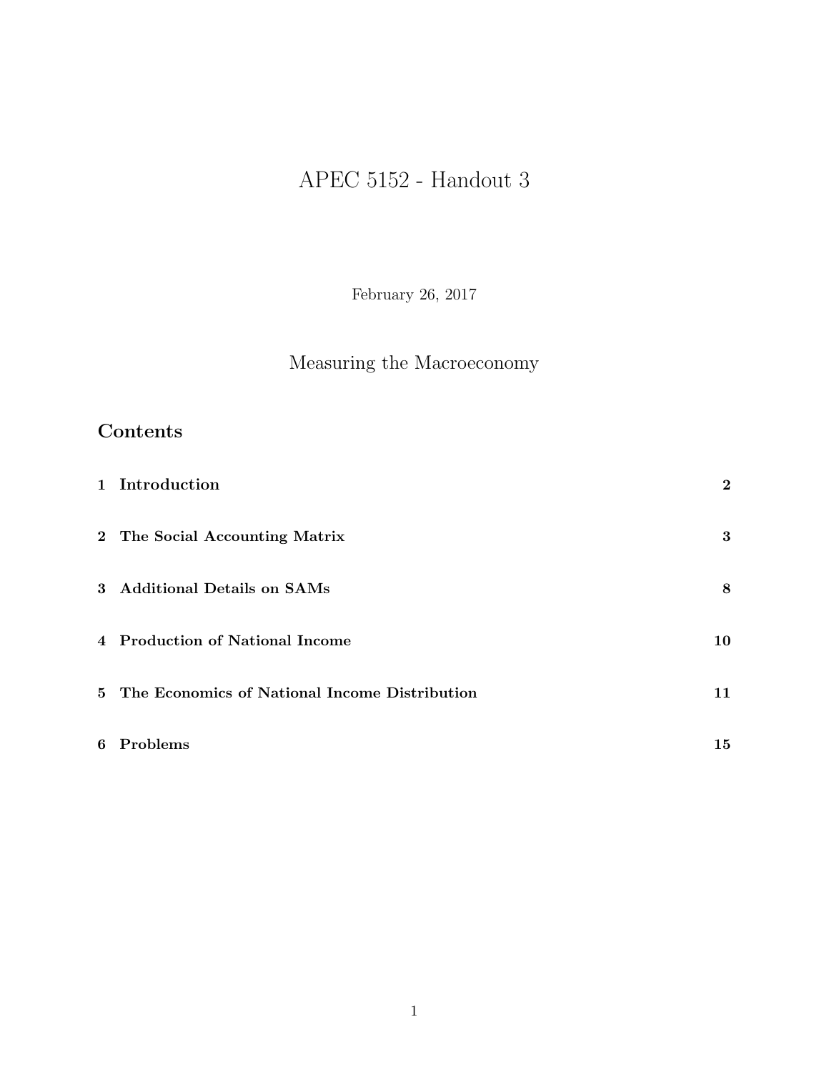# APEC 5152 - Handout 3

February 26, 2017

## Measuring the Macroeconomy

## Contents

| | | |
|---|---|---|
| **1** | **Introduction** | **2** |
| **2** | **The Social Accounting Matrix** | **3** |
| **3** | **Additional Details on SAMs** | **8** |
| **4** | **Production of National Income** | **10** |
| **5** | **The Economics of National Income Distribution** | **11** |
| **6** | **Problems** | **15** |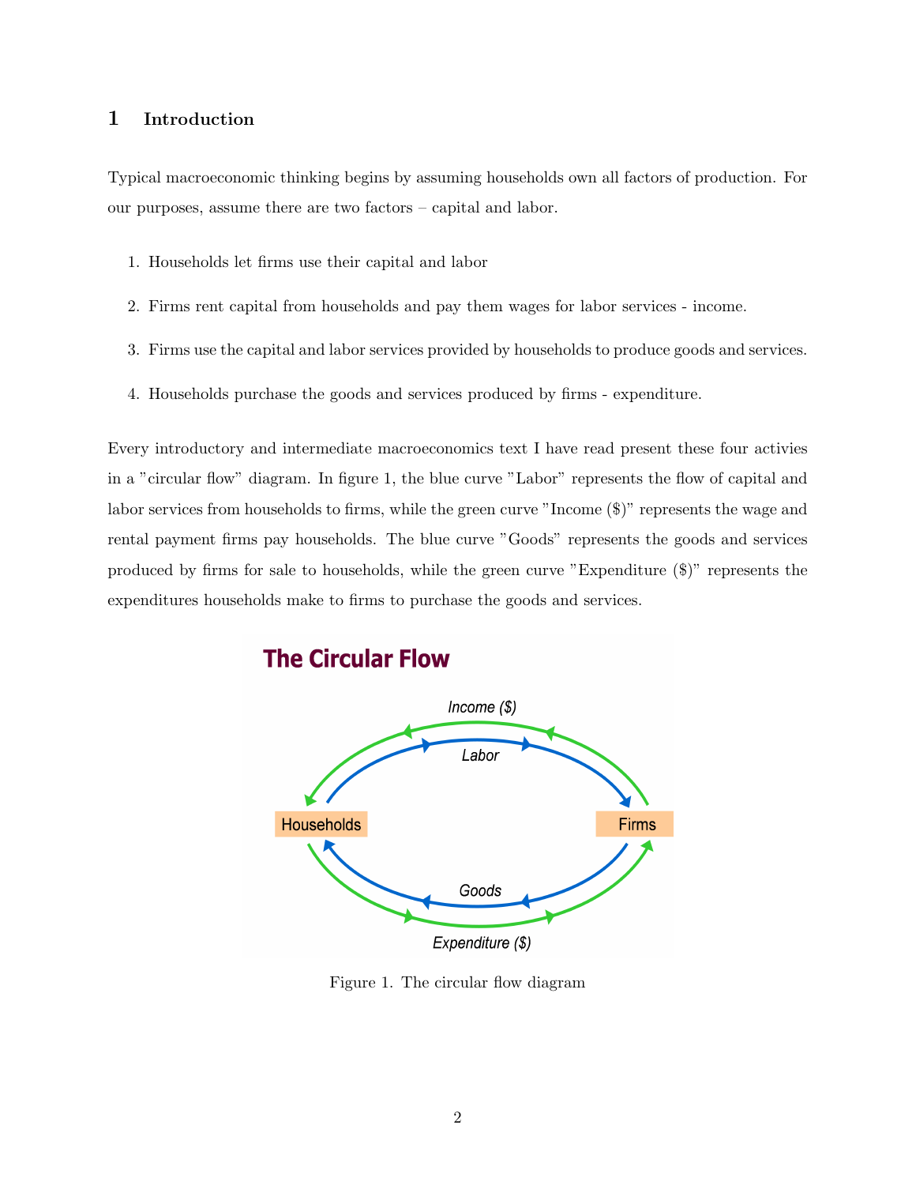## 1 Introduction

Typical macroeconomic thinking begins by assuming households own all factors of production. For our purposes, assume there are two factors – capital and labor.

1. Households let firms use their capital and labor
2. Firms rent capital from households and pay them wages for labor services - income.
3. Firms use the capital and labor services provided by households to produce goods and services.
4. Households purchase the goods and services produced by firms - expenditure.

Every introductory and intermediate macroeconomics text I have read present these four activies in a "circular flow" diagram. In figure 1, the blue curve "Labor" represents the flow of capital and labor services from households to firms, while the green curve "Income ($)" represents the wage and rental payment firms pay households. The blue curve "Goods" represents the goods and services produced by firms for sale to households, while the green curve "Expenditure ($)" represents the expenditures households make to firms to purchase the goods and services.

Figure 1. The circular flow diagram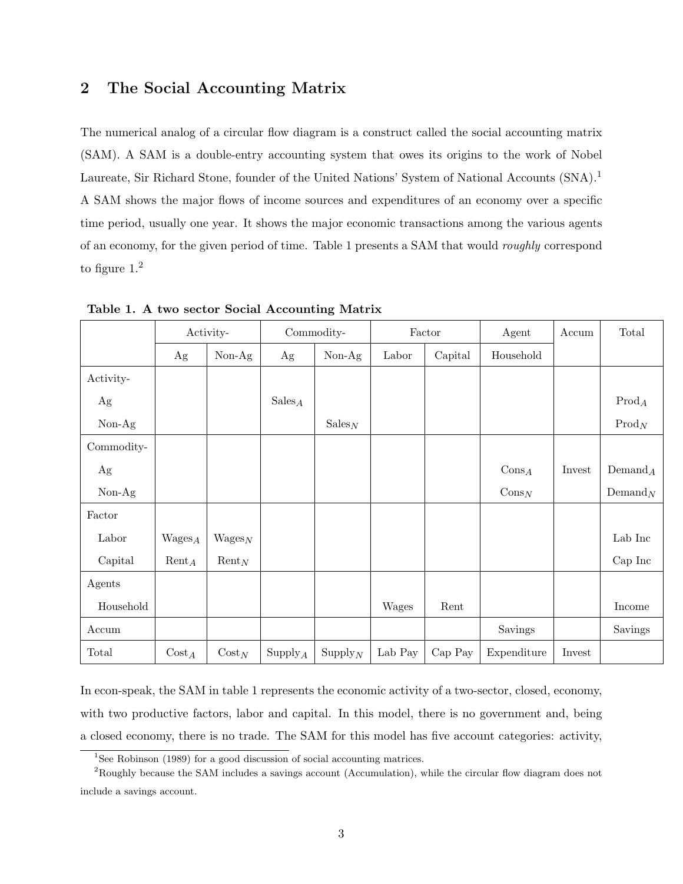## 2 The Social Accounting Matrix

The numerical analog of a circular flow diagram is a construct called the social accounting matrix (SAM). A SAM is a double-entry accounting system that owes its origins to the work of Nobel Laureate, Sir Richard Stone, founder of the United Nations' System of National Accounts (SNA).[1] A SAM shows the major flows of income sources and expenditures of an economy over a specific time period, usually one year. It shows the major economic transactions among the various agents of an economy, for the given period of time. Table 1 presents a SAM that would *roughly* correspond to figure 1.[2]

**Table 1. A two sector Social Accounting Matrix**

| | Activity- | | Commodity- | | Factor | | Agent | Accum | Total |
|---|---|---|---|---|---|---|---|---|---|
| | Ag | Non-Ag | Ag | Non-Ag | Labor | Capital | Household | | |
| Activity- | | | | | | | | | |
| Ag | | | $\text{Sales}_A$ | | | | | | $\text{Prod}_A$ |
| Non-Ag | | | | $\text{Sales}_N$ | | | | | $\text{Prod}_N$ |
| Commodity- | | | | | | | | | |
| Ag | | | | | | | $\text{Cons}_A$ | Invest | $\text{Demand}_A$ |
| Non-Ag | | | | | | | $\text{Cons}_N$ | | $\text{Demand}_N$ |
| Factor | | | | | | | | | |
| Labor | $\text{Wages}_A$ | $\text{Wages}_N$ | | | | | | | Lab Inc |
| Capital | $\text{Rent}_A$ | $\text{Rent}_N$ | | | | | | | Cap Inc |
| Agents | | | | | | | | | |
| Household | | | | | Wages | Rent | | | Income |
| Accum | | | | | | | Savings | | Savings |
| Total | $\text{Cost}_A$ | $\text{Cost}_N$ | $\text{Supply}_A$ | $\text{Supply}_N$ | Lab Pay | Cap Pay | Expenditure | Invest | |

In econ-speak, the SAM in table 1 represents the economic activity of a two-sector, closed, economy, with two productive factors, labor and capital. In this model, there is no government and, being a closed economy, there is no trade. The SAM for this model has five account categories: activity,

[1] See Robinson (1989) for a good discussion of social accounting matrices.

[2] Roughly because the SAM includes a savings account (Accumulation), while the circular flow diagram does not include a savings account.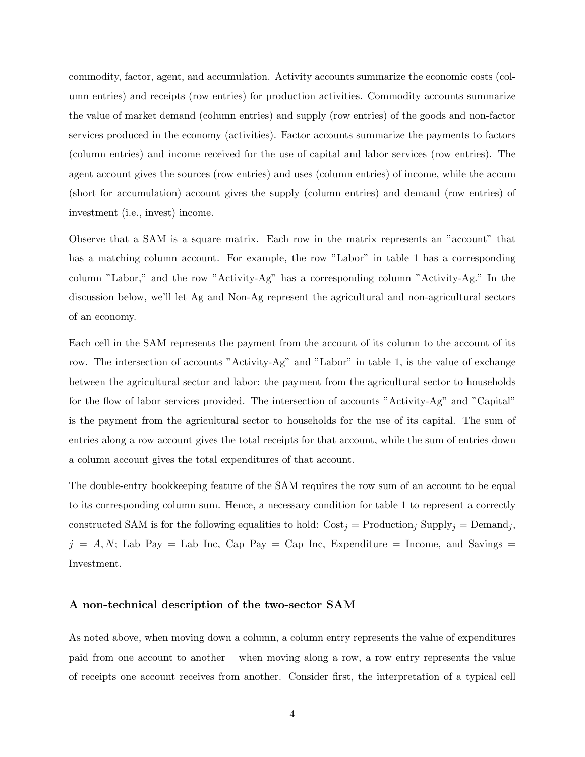commodity, factor, agent, and accumulation. Activity accounts summarize the economic costs (column entries) and receipts (row entries) for production activities. Commodity accounts summarize the value of market demand (column entries) and supply (row entries) of the goods and non-factor services produced in the economy (activities). Factor accounts summarize the payments to factors (column entries) and income received for the use of capital and labor services (row entries). The agent account gives the sources (row entries) and uses (column entries) of income, while the accum (short for accumulation) account gives the supply (column entries) and demand (row entries) of investment (i.e., invest) income.

Observe that a SAM is a square matrix. Each row in the matrix represents an "account" that has a matching column account. For example, the row "Labor" in table 1 has a corresponding column "Labor," and the row "Activity-Ag" has a corresponding column "Activity-Ag." In the discussion below, we'll let Ag and Non-Ag represent the agricultural and non-agricultural sectors of an economy.

Each cell in the SAM represents the payment from the account of its column to the account of its row. The intersection of accounts "Activity-Ag" and "Labor" in table 1, is the value of exchange between the agricultural sector and labor: the payment from the agricultural sector to households for the flow of labor services provided. The intersection of accounts "Activity-Ag" and "Capital" is the payment from the agricultural sector to households for the use of its capital. The sum of entries along a row account gives the total receipts for that account, while the sum of entries down a column account gives the total expenditures of that account.

The double-entry bookkeeping feature of the SAM requires the row sum of an account to be equal to its corresponding column sum. Hence, a necessary condition for table 1 to represent a correctly constructed SAM is for the following equalities to hold: $\text{Cost}_j = \text{Production}_j$ $\text{Supply}_j = \text{Demand}_j$, $j = A, N$; Lab Pay = Lab Inc, Cap Pay = Cap Inc, Expenditure = Income, and Savings = Investment.

### A non-technical description of the two-sector SAM

As noted above, when moving down a column, a column entry represents the value of expenditures paid from one account to another – when moving along a row, a row entry represents the value of receipts one account receives from another. Consider first, the interpretation of a typical cell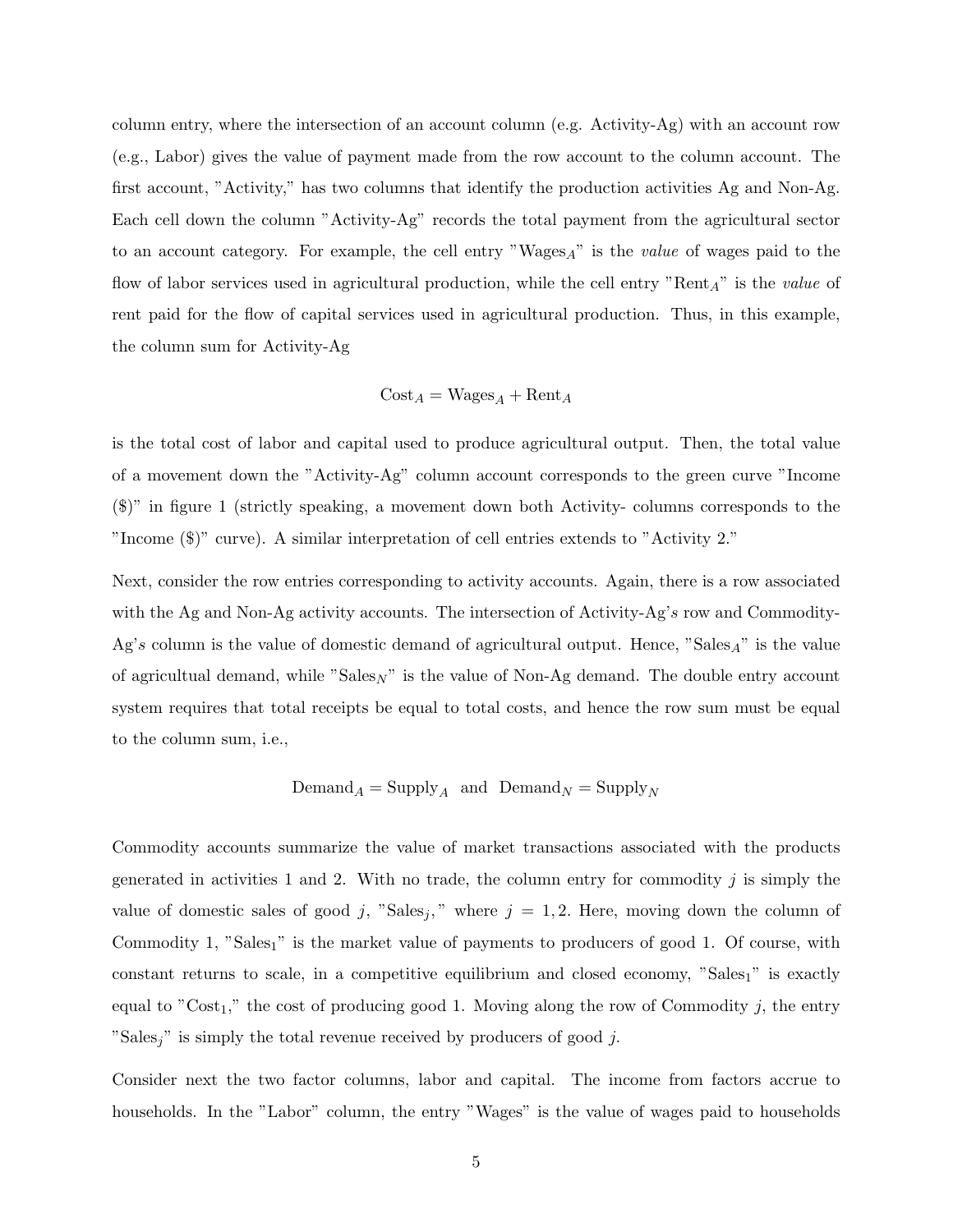column entry, where the intersection of an account column (e.g. Activity-Ag) with an account row (e.g., Labor) gives the value of payment made from the row account to the column account. The first account, "Activity," has two columns that identify the production activities Ag and Non-Ag. Each cell down the column "Activity-Ag" records the total payment from the agricultural sector to an account category. For example, the cell entry "$\text{Wages}_A$" is the *value* of wages paid to the flow of labor services used in agricultural production, while the cell entry "$\text{Rent}_A$" is the *value* of rent paid for the flow of capital services used in agricultural production. Thus, in this example, the column sum for Activity-Ag

$$\text{Cost}_A = \text{Wages}_A + \text{Rent}_A$$

is the total cost of labor and capital used to produce agricultural output. Then, the total value of a movement down the "Activity-Ag" column account corresponds to the green curve "Income ($)" in figure 1 (strictly speaking, a movement down both Activity- columns corresponds to the "Income ($)" curve). A similar interpretation of cell entries extends to "Activity 2."

Next, consider the row entries corresponding to activity accounts. Again, there is a row associated with the Ag and Non-Ag activity accounts. The intersection of Activity-Ag's row and Commodity-Ag's column is the value of domestic demand of agricultural output. Hence, "$\text{Sales}_A$" is the value of agricultual demand, while "$\text{Sales}_N$" is the value of Non-Ag demand. The double entry account system requires that total receipts be equal to total costs, and hence the row sum must be equal to the column sum, i.e.,

$$\text{Demand}_A = \text{Supply}_A \;\text{ and }\; \text{Demand}_N = \text{Supply}_N$$

Commodity accounts summarize the value of market transactions associated with the products generated in activities 1 and 2. With no trade, the column entry for commodity $j$ is simply the value of domestic sales of good $j$, "$\text{Sales}_j$," where $j = 1, 2$. Here, moving down the column of Commodity 1, "$\text{Sales}_1$" is the market value of payments to producers of good 1. Of course, with constant returns to scale, in a competitive equilibrium and closed economy, "$\text{Sales}_1$" is exactly equal to "$\text{Cost}_1$," the cost of producing good 1. Moving along the row of Commodity $j$, the entry "$\text{Sales}_j$" is simply the total revenue received by producers of good $j$.

Consider next the two factor columns, labor and capital. The income from factors accrue to households. In the "Labor" column, the entry "Wages" is the value of wages paid to households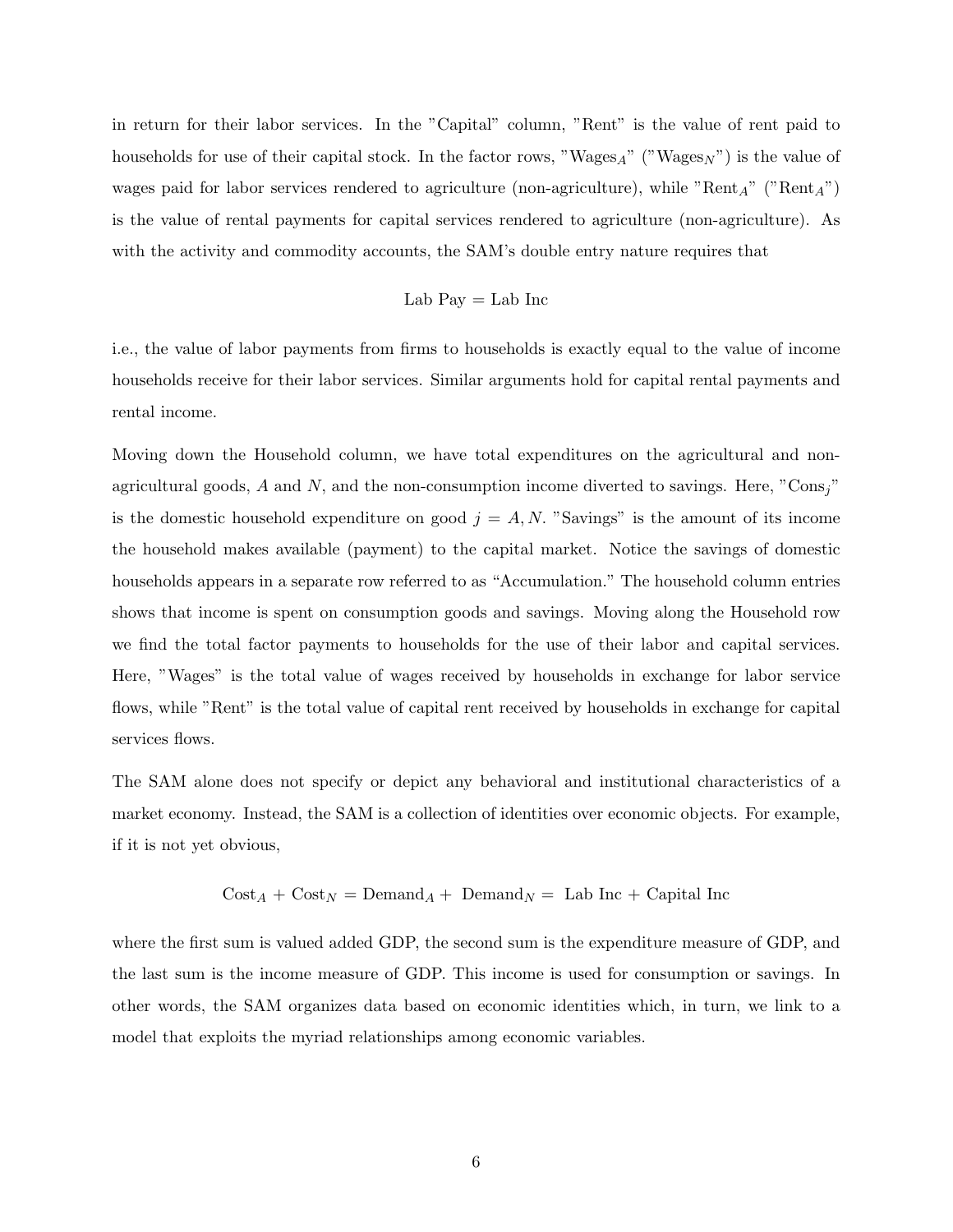in return for their labor services. In the "Capital" column, "Rent" is the value of rent paid to households for use of their capital stock. In the factor rows, "$\text{Wages}_A$" ("$\text{Wages}_N$") is the value of wages paid for labor services rendered to agriculture (non-agriculture), while "$\text{Rent}_A$" ("$\text{Rent}_A$") is the value of rental payments for capital services rendered to agriculture (non-agriculture). As with the activity and commodity accounts, the SAM's double entry nature requires that

$$\text{Lab Pay} = \text{Lab Inc}$$

i.e., the value of labor payments from firms to households is exactly equal to the value of income households receive for their labor services. Similar arguments hold for capital rental payments and rental income.

Moving down the Household column, we have total expenditures on the agricultural and non-agricultural goods, $A$ and $N$, and the non-consumption income diverted to savings. Here, "$\text{Cons}_j$" is the domestic household expenditure on good $j = A, N$. "Savings" is the amount of its income the household makes available (payment) to the capital market. Notice the savings of domestic households appears in a separate row referred to as "Accumulation." The household column entries shows that income is spent on consumption goods and savings. Moving along the Household row we find the total factor payments to households for the use of their labor and capital services. Here, "Wages" is the total value of wages received by households in exchange for labor service flows, while "Rent" is the total value of capital rent received by households in exchange for capital services flows.

The SAM alone does not specify or depict any behavioral and institutional characteristics of a market economy. Instead, the SAM is a collection of identities over economic objects. For example, if it is not yet obvious,

$$\text{Cost}_A + \text{Cost}_N = \text{Demand}_A + \text{Demand}_N = \text{Lab Inc} + \text{Capital Inc}$$

where the first sum is valued added GDP, the second sum is the expenditure measure of GDP, and the last sum is the income measure of GDP. This income is used for consumption or savings. In other words, the SAM organizes data based on economic identities which, in turn, we link to a model that exploits the myriad relationships among economic variables.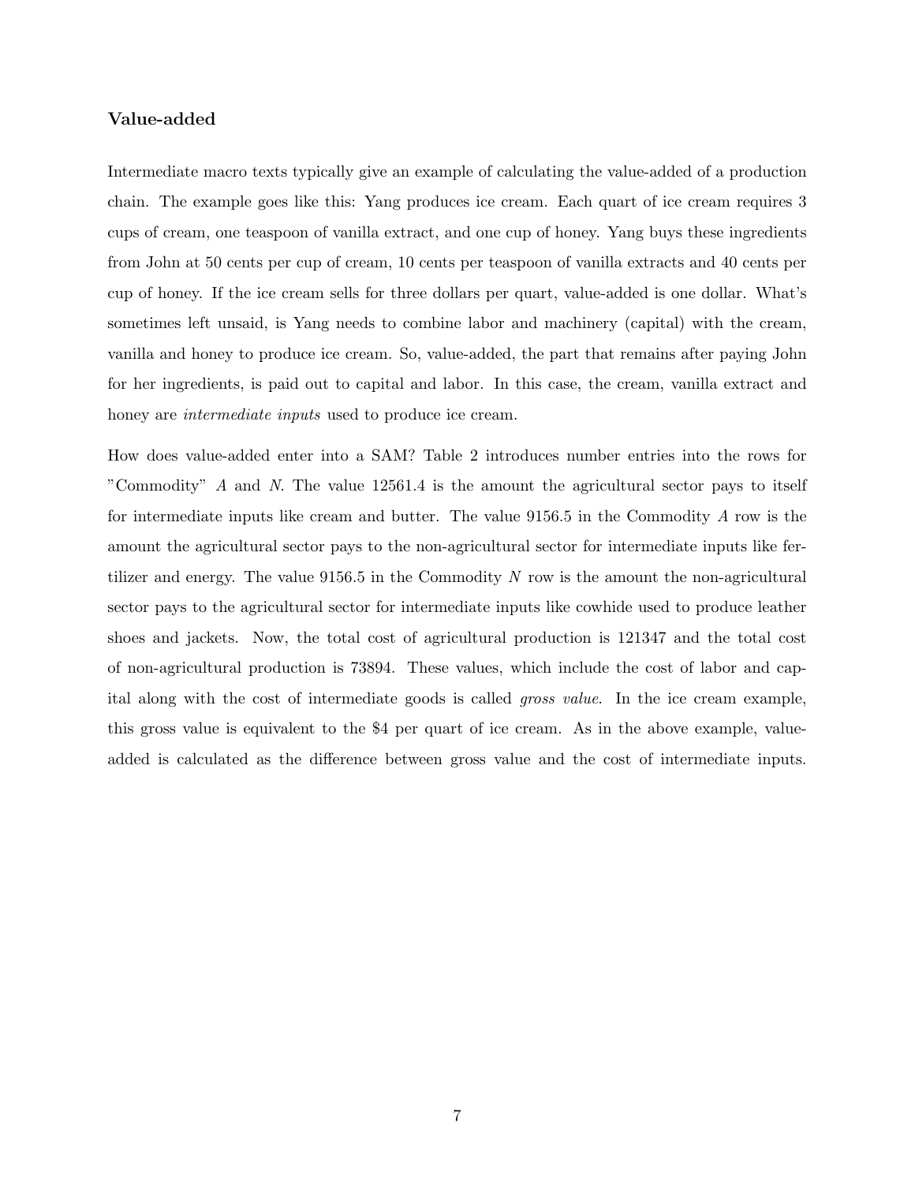### Value-added

Intermediate macro texts typically give an example of calculating the value-added of a production chain. The example goes like this: Yang produces ice cream. Each quart of ice cream requires 3 cups of cream, one teaspoon of vanilla extract, and one cup of honey. Yang buys these ingredients from John at 50 cents per cup of cream, 10 cents per teaspoon of vanilla extracts and 40 cents per cup of honey. If the ice cream sells for three dollars per quart, value-added is one dollar. What's sometimes left unsaid, is Yang needs to combine labor and machinery (capital) with the cream, vanilla and honey to produce ice cream. So, value-added, the part that remains after paying John for her ingredients, is paid out to capital and labor. In this case, the cream, vanilla extract and honey are *intermediate inputs* used to produce ice cream.

How does value-added enter into a SAM? Table 2 introduces number entries into the rows for "Commodity" $A$ and $N$. The value 12561.4 is the amount the agricultural sector pays to itself for intermediate inputs like cream and butter. The value 9156.5 in the Commodity $A$ row is the amount the agricultural sector pays to the non-agricultural sector for intermediate inputs like fertilizer and energy. The value 9156.5 in the Commodity $N$ row is the amount the non-agricultural sector pays to the agricultural sector for intermediate inputs like cowhide used to produce leather shoes and jackets. Now, the total cost of agricultural production is 121347 and the total cost of non-agricultural production is 73894. These values, which include the cost of labor and capital along with the cost of intermediate goods is called *gross value*. In the ice cream example, this gross value is equivalent to the \$4 per quart of ice cream. As in the above example, value-added is calculated as the difference between gross value and the cost of intermediate inputs.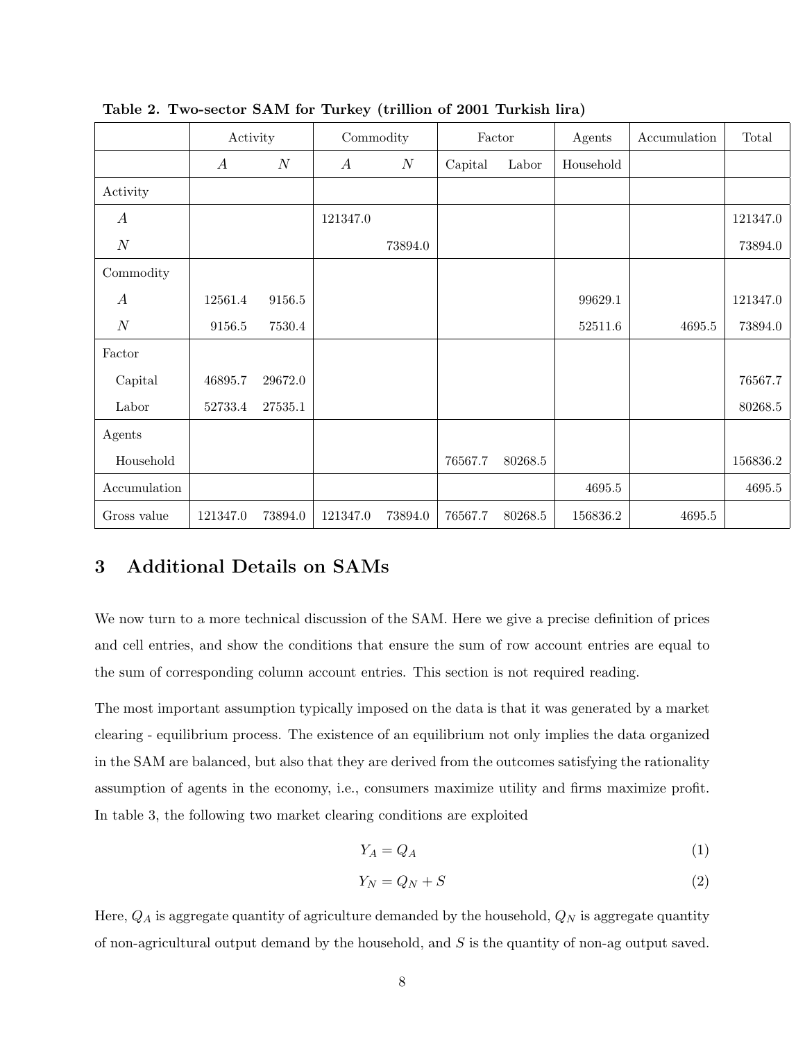**Table 2. Two-sector SAM for Turkey (trillion of 2001 Turkish lira)**

| | Activity | | Commodity | | Factor | | Agents | Accumulation | Total |
|---|---|---|---|---|---|---|---|---|---|
| | $A$ | $N$ | $A$ | $N$ | Capital | Labor | Household | | |
| Activity | | | | | | | | | |
| $A$ | | | 121347.0 | | | | | | 121347.0 |
| $N$ | | | | 73894.0 | | | | | 73894.0 |
| Commodity | | | | | | | | | |
| $A$ | 12561.4 | 9156.5 | | | | | 99629.1 | | 121347.0 |
| $N$ | 9156.5 | 7530.4 | | | | | 52511.6 | 4695.5 | 73894.0 |
| Factor | | | | | | | | | |
| Capital | 46895.7 | 29672.0 | | | | | | | 76567.7 |
| Labor | 52733.4 | 27535.1 | | | | | | | 80268.5 |
| Agents | | | | | | | | | |
| Household | | | | | 76567.7 | 80268.5 | | | 156836.2 |
| Accumulation | | | | | | | 4695.5 | | 4695.5 |
| Gross value | 121347.0 | 73894.0 | 121347.0 | 73894.0 | 76567.7 | 80268.5 | 156836.2 | 4695.5 | |

## 3 Additional Details on SAMs

We now turn to a more technical discussion of the SAM. Here we give a precise definition of prices and cell entries, and show the conditions that ensure the sum of row account entries are equal to the sum of corresponding column account entries. This section is not required reading.

The most important assumption typically imposed on the data is that it was generated by a market clearing - equilibrium process. The existence of an equilibrium not only implies the data organized in the SAM are balanced, but also that they are derived from the outcomes satisfying the rationality assumption of agents in the economy, i.e., consumers maximize utility and firms maximize profit. In table 3, the following two market clearing conditions are exploited

$$Y_A = Q_A \tag{1}$$

$$Y_N = Q_N + S \tag{2}$$

Here, $Q_A$ is aggregate quantity of agriculture demanded by the household, $Q_N$ is aggregate quantity of non-agricultural output demand by the household, and $S$ is the quantity of non-ag output saved.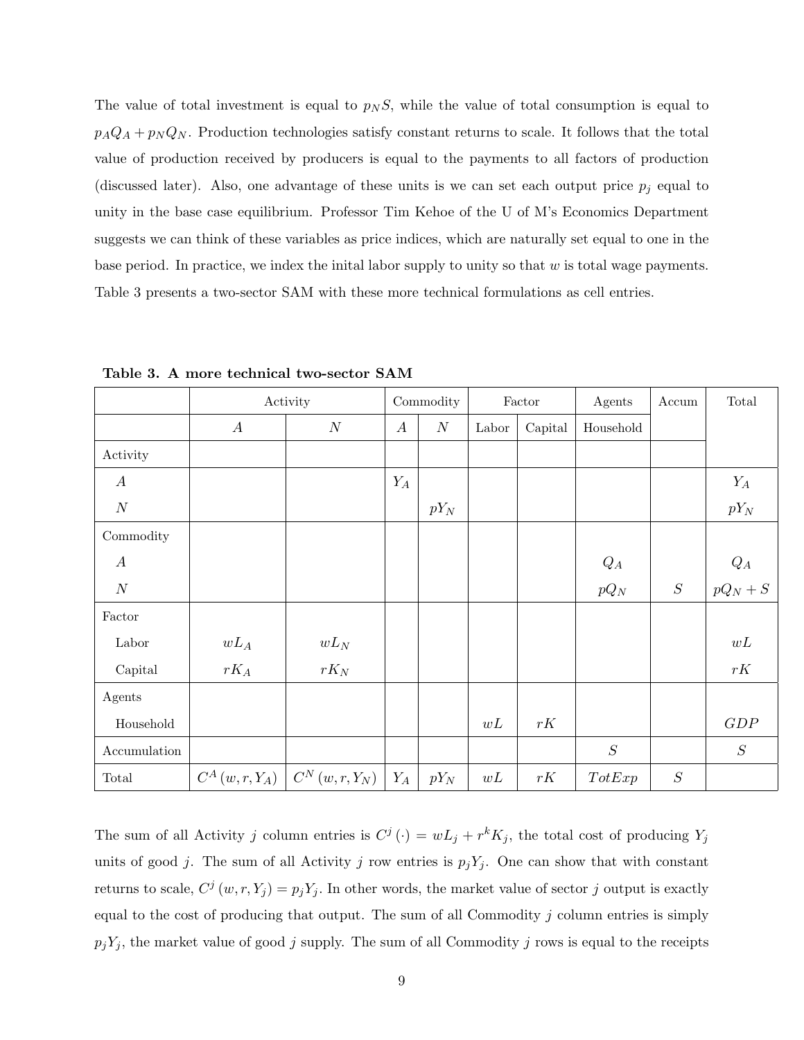The value of total investment is equal to $p_N S$, while the value of total consumption is equal to $p_A Q_A + p_N Q_N$. Production technologies satisfy constant returns to scale. It follows that the total value of production received by producers is equal to the payments to all factors of production (discussed later). Also, one advantage of these units is we can set each output price $p_j$ equal to unity in the base case equilibrium. Professor Tim Kehoe of the U of M's Economics Department suggests we can think of these variables as price indices, which are naturally set equal to one in the base period. In practice, we index the inital labor supply to unity so that $w$ is total wage payments. Table 3 presents a two-sector SAM with these more technical formulations as cell entries.

**Table 3. A more technical two-sector SAM**

| | Activity | | Commodity | | Factor | | Agents | Accum | Total |
|---|---|---|---|---|---|---|---|---|---|
| | $A$ | $N$ | $A$ | $N$ | Labor | Capital | Household | | |
| Activity | | | | | | | | | |
| $A$ | | | $Y_A$ | | | | | | $Y_A$ |
| $N$ | | | | $pY_N$ | | | | | $pY_N$ |
| Commodity | | | | | | | | | |
| $A$ | | | | | | | $Q_A$ | | $Q_A$ |
| $N$ | | | | | | | $pQ_N$ | $S$ | $pQ_N + S$ |
| Factor | | | | | | | | | |
| Labor | $wL_A$ | $wL_N$ | | | | | | | $wL$ |
| Capital | $rK_A$ | $rK_N$ | | | | | | | $rK$ |
| Agents | | | | | | | | | |
| Household | | | | | $wL$ | $rK$ | | | $GDP$ |
| Accumulation | | | | | | | $S$ | | $S$ |
| Total | $C^A(w, r, Y_A)$ | $C^N(w, r, Y_N)$ | $Y_A$ | $pY_N$ | $wL$ | $rK$ | $TotExp$ | $S$ | |

The sum of all Activity $j$ column entries is $C^j(\cdot) = wL_j + r^k K_j$, the total cost of producing $Y_j$ units of good $j$. The sum of all Activity $j$ row entries is $p_j Y_j$. One can show that with constant returns to scale, $C^j(w, r, Y_j) = p_j Y_j$. In other words, the market value of sector $j$ output is exactly equal to the cost of producing that output. The sum of all Commodity $j$ column entries is simply $p_j Y_j$, the market value of good $j$ supply. The sum of all Commodity $j$ rows is equal to the receipts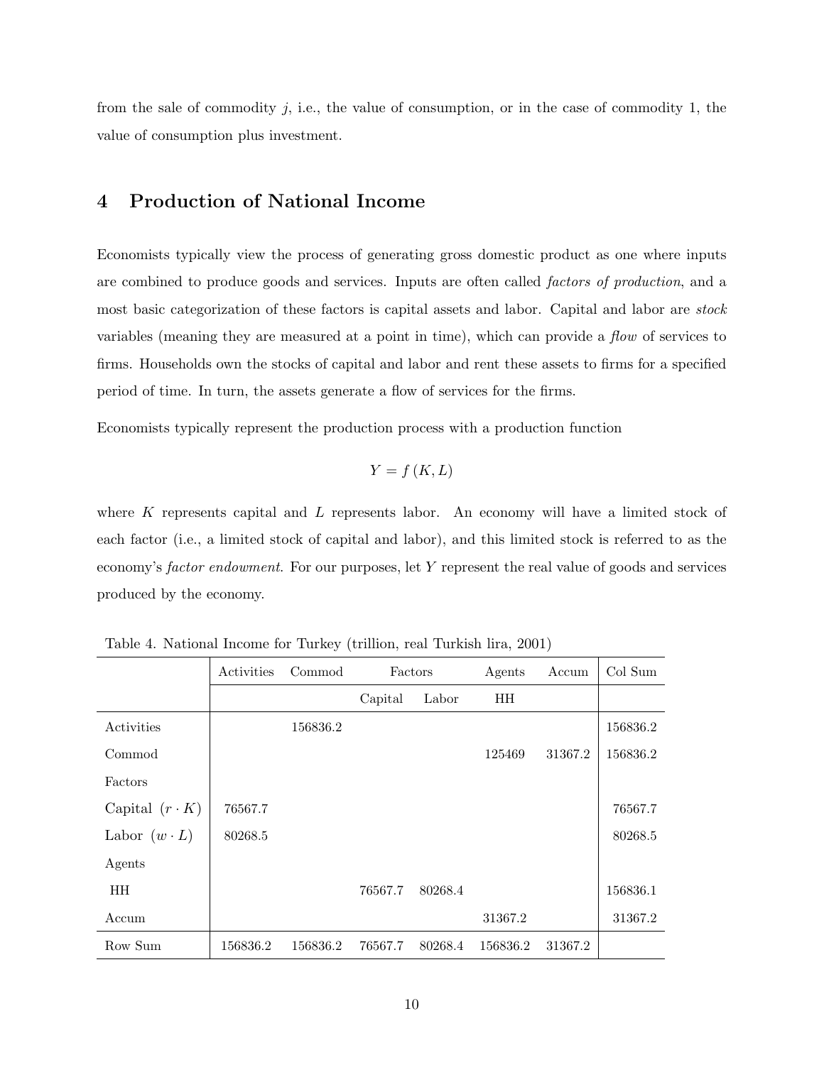from the sale of commodity $j$, i.e., the value of consumption, or in the case of commodity 1, the value of consumption plus investment.

## 4 Production of National Income

Economists typically view the process of generating gross domestic product as one where inputs are combined to produce goods and services. Inputs are often called *factors of production*, and a most basic categorization of these factors is capital assets and labor. Capital and labor are *stock* variables (meaning they are measured at a point in time), which can provide a *flow* of services to firms. Households own the stocks of capital and labor and rent these assets to firms for a specified period of time. In turn, the assets generate a flow of services for the firms.

Economists typically represent the production process with a production function

$$Y = f(K, L)$$

where $K$ represents capital and $L$ represents labor. An economy will have a limited stock of each factor (i.e., a limited stock of capital and labor), and this limited stock is referred to as the economy's *factor endowment*. For our purposes, let $Y$ represent the real value of goods and services produced by the economy.

Table 4. National Income for Turkey (trillion, real Turkish lira, 2001)

| | Activities | Commod | Factors | | Agents | Accum | Col Sum |
|---|---|---|---|---|---|---|---|
| | | | Capital | Labor | HH | | |
| Activities | | 156836.2 | | | | | 156836.2 |
| Commod | | | | | 125469 | 31367.2 | 156836.2 |
| Factors | | | | | | | |
| Capital $(r \cdot K)$ | 76567.7 | | | | | | 76567.7 |
| Labor $(w \cdot L)$ | 80268.5 | | | | | | 80268.5 |
| Agents | | | | | | | |
| HH | | | 76567.7 | 80268.4 | | | 156836.1 |
| Accum | | | | | 31367.2 | | 31367.2 |
| Row Sum | 156836.2 | 156836.2 | 76567.7 | 80268.4 | 156836.2 | 31367.2 | |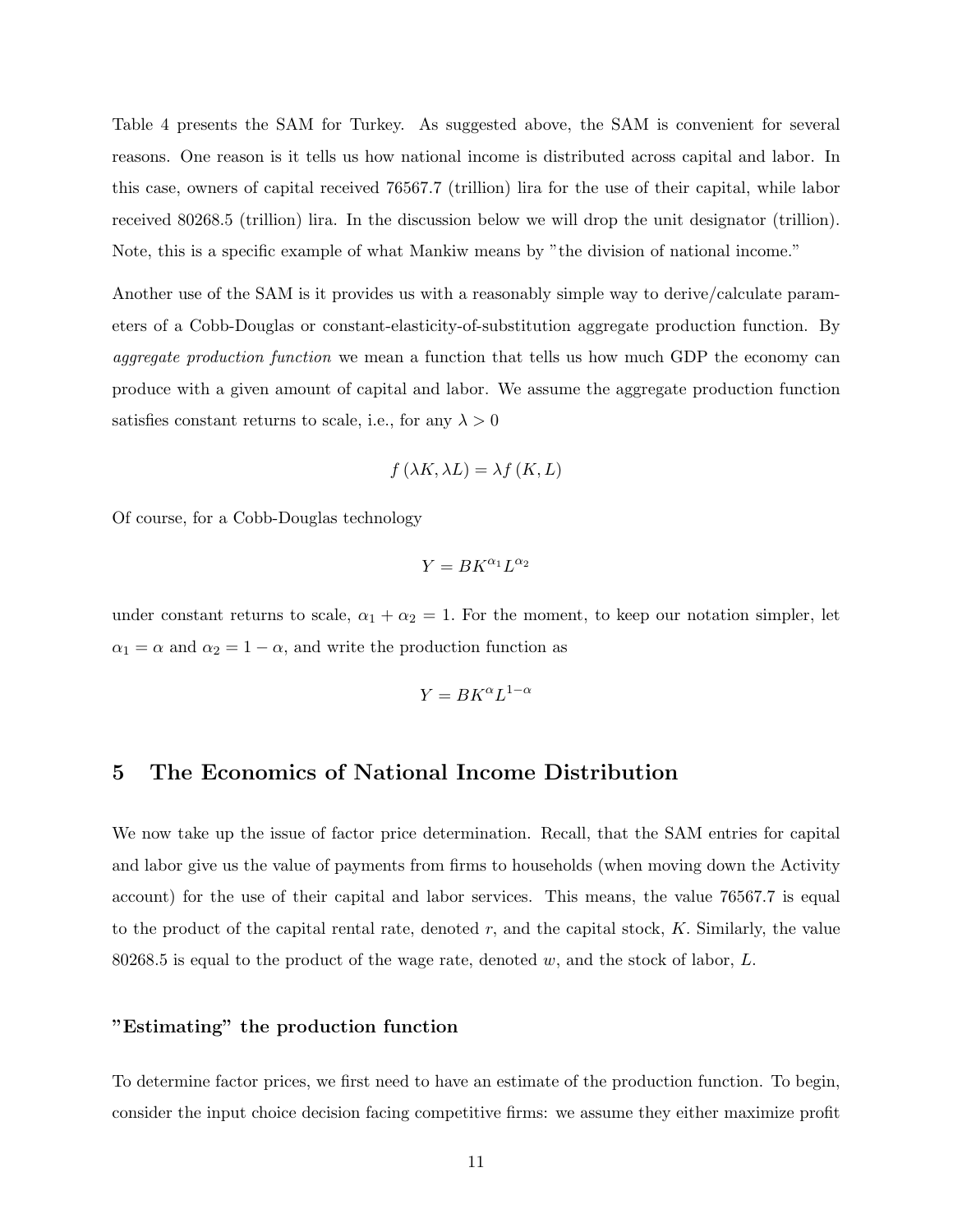Table 4 presents the SAM for Turkey. As suggested above, the SAM is convenient for several reasons. One reason is it tells us how national income is distributed across capital and labor. In this case, owners of capital received 76567.7 (trillion) lira for the use of their capital, while labor received 80268.5 (trillion) lira. In the discussion below we will drop the unit designator (trillion). Note, this is a specific example of what Mankiw means by "the division of national income."

Another use of the SAM is it provides us with a reasonably simple way to derive/calculate parameters of a Cobb-Douglas or constant-elasticity-of-substitution aggregate production function. By *aggregate production function* we mean a function that tells us how much GDP the economy can produce with a given amount of capital and labor. We assume the aggregate production function satisfies constant returns to scale, i.e., for any $\lambda > 0$

$$f(\lambda K, \lambda L) = \lambda f(K, L)$$

Of course, for a Cobb-Douglas technology

$$Y = BK^{\alpha_1}L^{\alpha_2}$$

under constant returns to scale, $\alpha_1 + \alpha_2 = 1$. For the moment, to keep our notation simpler, let $\alpha_1 = \alpha$ and $\alpha_2 = 1 - \alpha$, and write the production function as

$$Y = BK^{\alpha}L^{1-\alpha}$$

## 5 The Economics of National Income Distribution

We now take up the issue of factor price determination. Recall, that the SAM entries for capital and labor give us the value of payments from firms to households (when moving down the Activity account) for the use of their capital and labor services. This means, the value 76567.7 is equal to the product of the capital rental rate, denoted $r$, and the capital stock, $K$. Similarly, the value 80268.5 is equal to the product of the wage rate, denoted $w$, and the stock of labor, $L$.

### "Estimating" the production function

To determine factor prices, we first need to have an estimate of the production function. To begin, consider the input choice decision facing competitive firms: we assume they either maximize profit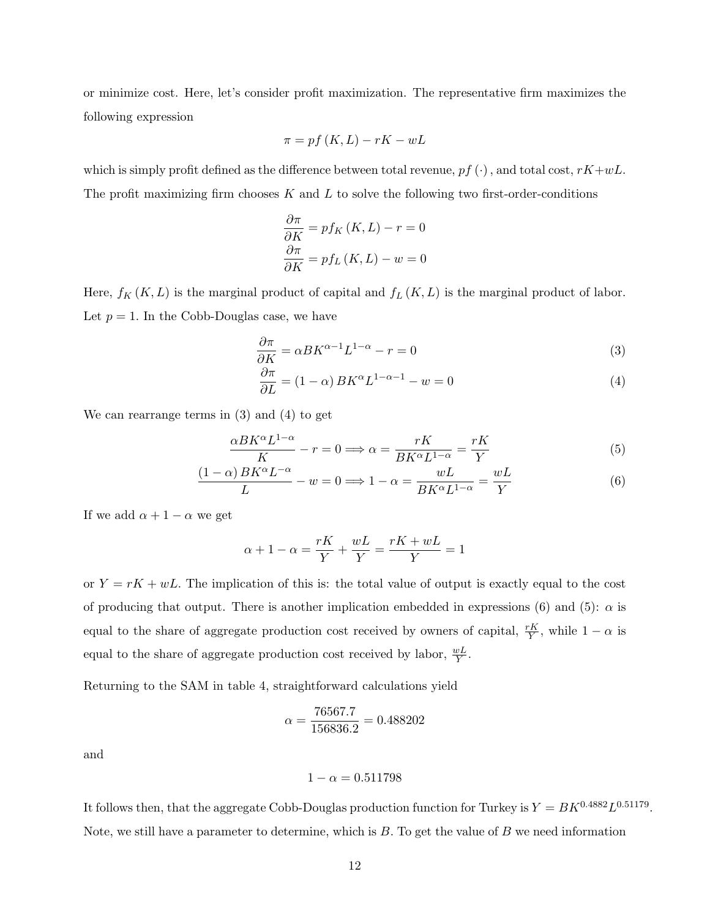or minimize cost. Here, let's consider profit maximization. The representative firm maximizes the following expression

$$\pi = pf(K, L) - rK - wL$$

which is simply profit defined as the difference between total revenue, $pf(\cdot)$, and total cost, $rK+wL$. The profit maximizing firm chooses $K$ and $L$ to solve the following two first-order-conditions

$$\frac{\partial \pi}{\partial K} = pf_K(K, L) - r = 0$$
$$\frac{\partial \pi}{\partial K} = pf_L(K, L) - w = 0$$

Here, $f_K(K, L)$ is the marginal product of capital and $f_L(K, L)$ is the marginal product of labor. Let $p = 1$. In the Cobb-Douglas case, we have

$$\frac{\partial \pi}{\partial K} = \alpha B K^{\alpha - 1} L^{1-\alpha} - r = 0 \tag{3}$$
$$\frac{\partial \pi}{\partial L} = (1-\alpha) B K^{\alpha} L^{1-\alpha-1} - w = 0 \tag{4}$$

We can rearrange terms in (3) and (4) to get

$$\frac{\alpha B K^{\alpha} L^{1-\alpha}}{K} - r = 0 \Longrightarrow \alpha = \frac{rK}{BK^{\alpha}L^{1-\alpha}} = \frac{rK}{Y} \tag{5}$$
$$\frac{(1-\alpha) B K^{\alpha} L^{-\alpha}}{L} - w = 0 \Longrightarrow 1-\alpha = \frac{wL}{BK^{\alpha}L^{1-\alpha}} = \frac{wL}{Y} \tag{6}$$

If we add $\alpha + 1 - \alpha$ we get

$$\alpha + 1 - \alpha = \frac{rK}{Y} + \frac{wL}{Y} = \frac{rK + wL}{Y} = 1$$

or $Y = rK + wL$. The implication of this is: the total value of output is exactly equal to the cost of producing that output. There is another implication embedded in expressions (6) and (5): $\alpha$ is equal to the share of aggregate production cost received by owners of capital, $\frac{rK}{Y}$, while $1-\alpha$ is equal to the share of aggregate production cost received by labor, $\frac{wL}{Y}$.

Returning to the SAM in table 4, straightforward calculations yield

$$\alpha = \frac{76567.7}{156836.2} = 0.488202$$

and

$$1 - \alpha = 0.511798$$

It follows then, that the aggregate Cobb-Douglas production function for Turkey is $Y = BK^{0.4882}L^{0.51179}$. Note, we still have a parameter to determine, which is $B$. To get the value of $B$ we need information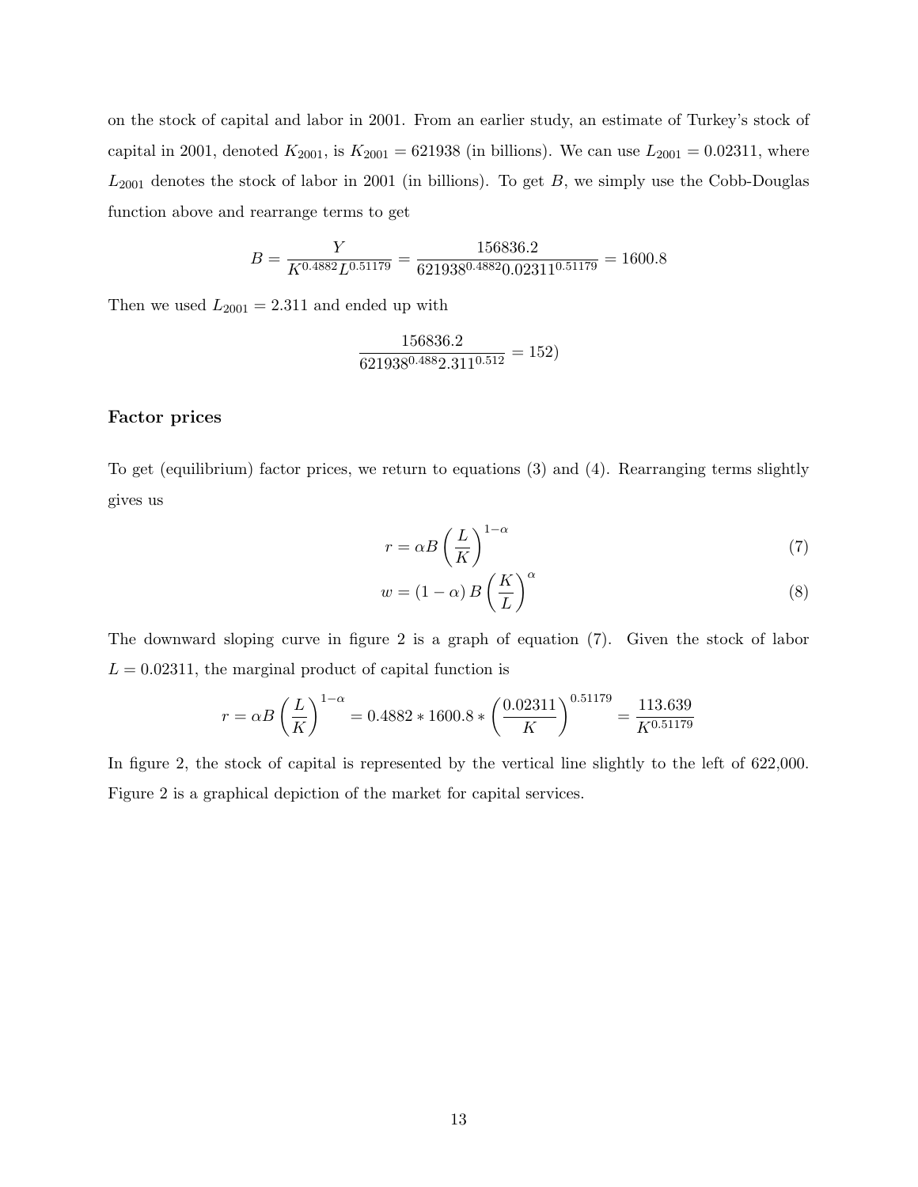on the stock of capital and labor in 2001. From an earlier study, an estimate of Turkey's stock of capital in 2001, denoted $K_{2001}$, is $K_{2001} = 621938$ (in billions). We can use $L_{2001} = 0.02311$, where $L_{2001}$ denotes the stock of labor in 2001 (in billions). To get $B$, we simply use the Cobb-Douglas function above and rearrange terms to get

$$B = \frac{Y}{K^{0.4882}L^{0.51179}} = \frac{156836.2}{621938^{0.4882}0.02311^{0.51179}} = 1600.8$$

Then we used $L_{2001} = 2.311$ and ended up with

$$\frac{156836.2}{621938^{0.488}2.311^{0.512}} = 152)$$

### Factor prices

To get (equilibrium) factor prices, we return to equations (3) and (4). Rearranging terms slightly gives us

$$r = \alpha B \left(\frac{L}{K}\right)^{1-\alpha} \tag{7}$$

$$w = (1-\alpha) B \left(\frac{K}{L}\right)^{\alpha} \tag{8}$$

The downward sloping curve in figure 2 is a graph of equation (7). Given the stock of labor $L = 0.02311$, the marginal product of capital function is

$$r = \alpha B \left(\frac{L}{K}\right)^{1-\alpha} = 0.4882 * 1600.8 * \left(\frac{0.02311}{K}\right)^{0.51179} = \frac{113.639}{K^{0.51179}}$$

In figure 2, the stock of capital is represented by the vertical line slightly to the left of 622,000. Figure 2 is a graphical depiction of the market for capital services.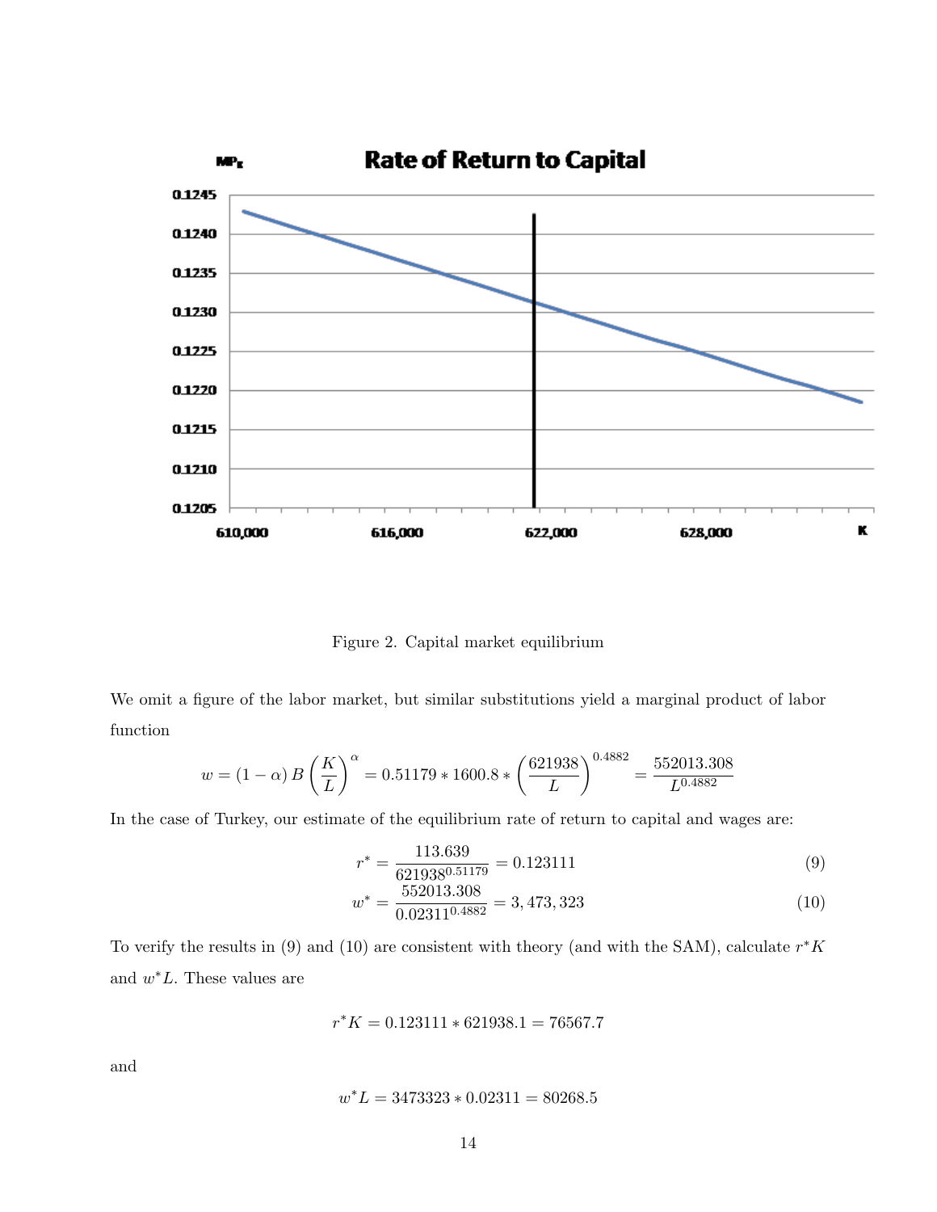Figure 2. Capital market equilibrium

We omit a figure of the labor market, but similar substitutions yield a marginal product of labor function

$$w = (1 - \alpha) B \left( \frac{K}{L} \right)^{\alpha} = 0.51179 * 1600.8 * \left( \frac{621938}{L} \right)^{0.4882} = \frac{552013.308}{L^{0.4882}}$$

In the case of Turkey, our estimate of the equilibrium rate of return to capital and wages are:

$$r^* = \frac{113.639}{621938^{0.51179}} = 0.123111 \tag{9}$$

$$w^* = \frac{552013.308}{0.02311^{0.4882}} = 3,473,323 \tag{10}$$

To verify the results in (9) and (10) are consistent with theory (and with the SAM), calculate $r^*K$ and $w^*L$. These values are

$$r^*K = 0.123111 * 621938.1 = 76567.7$$

and

$$w^*L = 3473323 * 0.02311 = 80268.5$$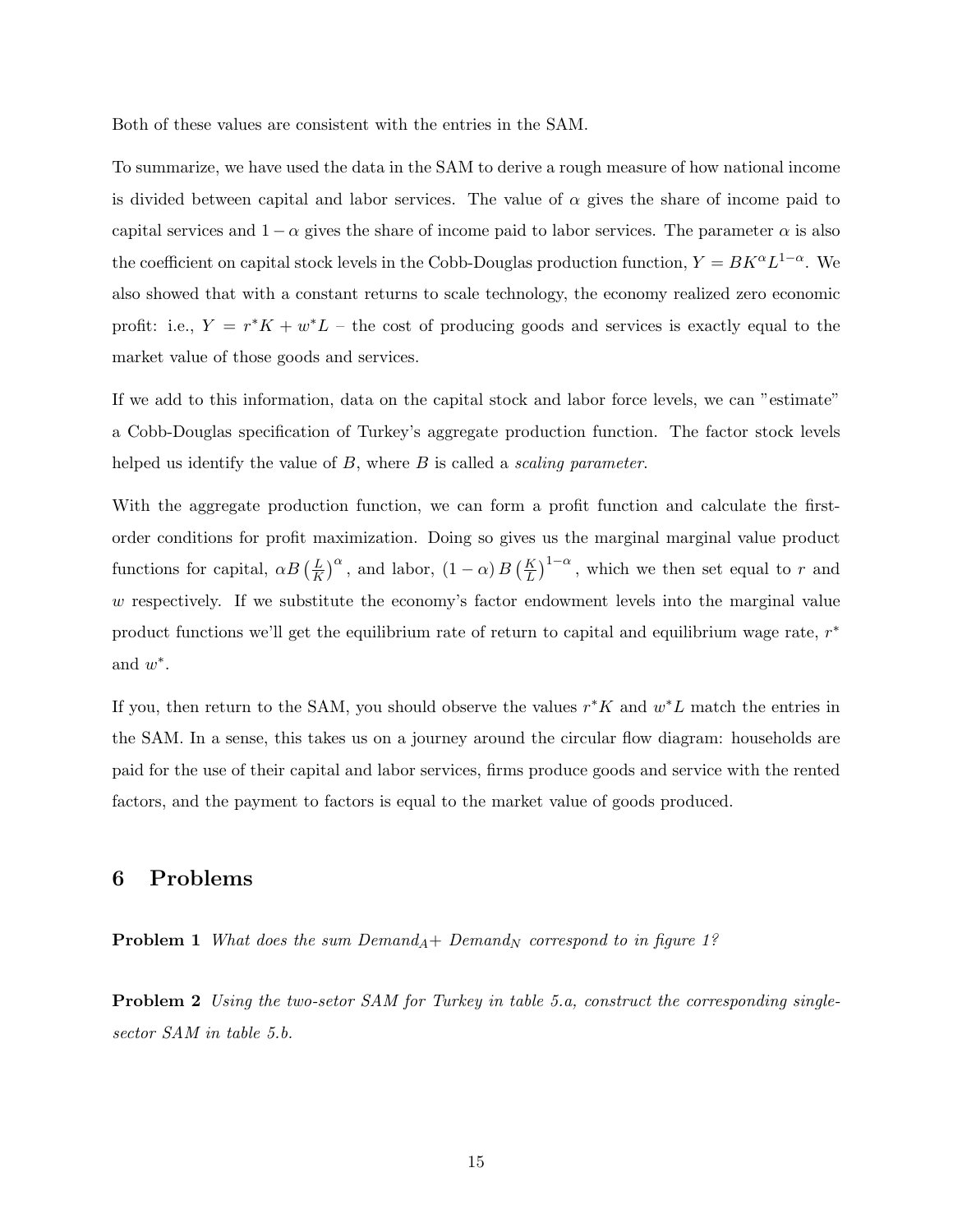Both of these values are consistent with the entries in the SAM.

To summarize, we have used the data in the SAM to derive a rough measure of how national income is divided between capital and labor services. The value of $\alpha$ gives the share of income paid to capital services and $1-\alpha$ gives the share of income paid to labor services. The parameter $\alpha$ is also the coefficient on capital stock levels in the Cobb-Douglas production function, $Y = BK^{\alpha}L^{1-\alpha}$. We also showed that with a constant returns to scale technology, the economy realized zero economic profit: i.e., $Y = r^{*}K + w^{*}L$ – the cost of producing goods and services is exactly equal to the market value of those goods and services.

If we add to this information, data on the capital stock and labor force levels, we can "estimate" a Cobb-Douglas specification of Turkey's aggregate production function. The factor stock levels helped us identify the value of $B$, where $B$ is called a *scaling parameter*.

With the aggregate production function, we can form a profit function and calculate the first-order conditions for profit maximization. Doing so gives us the marginal marginal value product functions for capital, $\alpha B\left(\frac{L}{K}\right)^{\alpha}$, and labor, $(1-\alpha)B\left(\frac{K}{L}\right)^{1-\alpha}$, which we then set equal to $r$ and $w$ respectively. If we substitute the economy's factor endowment levels into the marginal value product functions we'll get the equilibrium rate of return to capital and equilibrium wage rate, $r^{*}$ and $w^{*}$.

If you, then return to the SAM, you should observe the values $r^{*}K$ and $w^{*}L$ match the entries in the SAM. In a sense, this takes us on a journey around the circular flow diagram: households are paid for the use of their capital and labor services, firms produce goods and service with the rented factors, and the payment to factors is equal to the market value of goods produced.

## 6 Problems

**Problem 1** *What does the sum $Demand_A$+ $Demand_N$ correspond to in figure 1?*

**Problem 2** *Using the two-setor SAM for Turkey in table 5.a, construct the corresponding single-sector SAM in table 5.b.*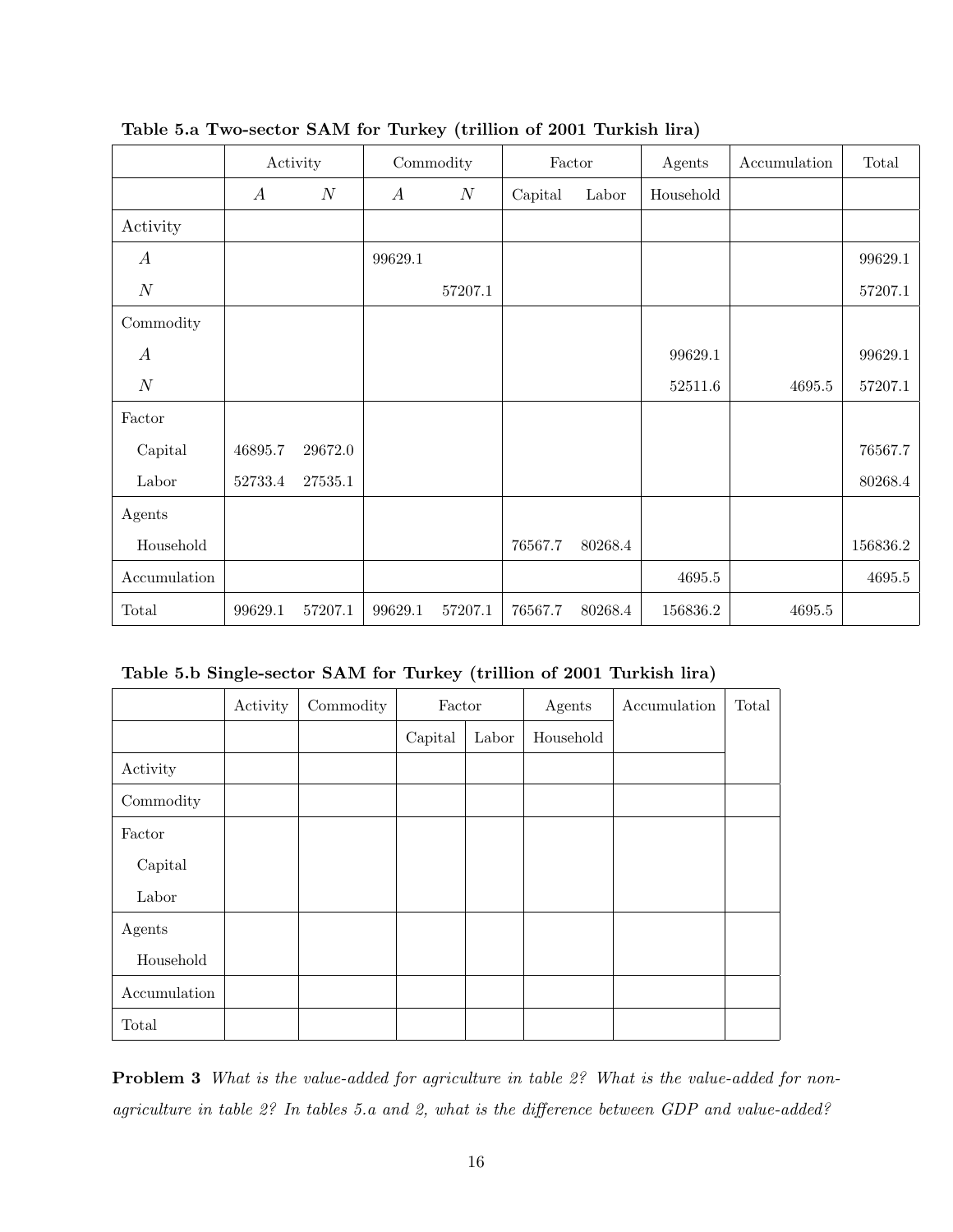**Table 5.a Two-sector SAM for Turkey (trillion of 2001 Turkish lira)**

| | Activity | | Commodity | | Factor | | Agents | Accumulation | Total |
|---|---|---|---|---|---|---|---|---|---|
| | $A$ | $N$ | $A$ | $N$ | Capital | Labor | Household | | |
| Activity | | | | | | | | | |
| $A$ | | | 99629.1 | | | | | | 99629.1 |
| $N$ | | | | 57207.1 | | | | | 57207.1 |
| Commodity | | | | | | | | | |
| $A$ | | | | | | | 99629.1 | | 99629.1 |
| $N$ | | | | | | | 52511.6 | 4695.5 | 57207.1 |
| Factor | | | | | | | | | |
| Capital | 46895.7 | 29672.0 | | | | | | | 76567.7 |
| Labor | 52733.4 | 27535.1 | | | | | | | 80268.4 |
| Agents | | | | | | | | | |
| Household | | | | | 76567.7 | 80268.4 | | | 156836.2 |
| Accumulation | | | | | | | 4695.5 | | 4695.5 |
| Total | 99629.1 | 57207.1 | 99629.1 | 57207.1 | 76567.7 | 80268.4 | 156836.2 | 4695.5 | |

**Table 5.b Single-sector SAM for Turkey (trillion of 2001 Turkish lira)**

| | Activity | Commodity | Factor | | Agents | Accumulation | Total |
|---|---|---|---|---|---|---|---|
| | | | Capital | Labor | Household | | |
| Activity | | | | | | | |
| Commodity | | | | | | | |
| Factor | | | | | | | |
| Capital | | | | | | | |
| Labor | | | | | | | |
| Agents | | | | | | | |
| Household | | | | | | | |
| Accumulation | | | | | | | |
| Total | | | | | | | |

**Problem 3** *What is the value-added for agriculture in table 2? What is the value-added for non-agriculture in table 2? In tables 5.a and 2, what is the difference between GDP and value-added?*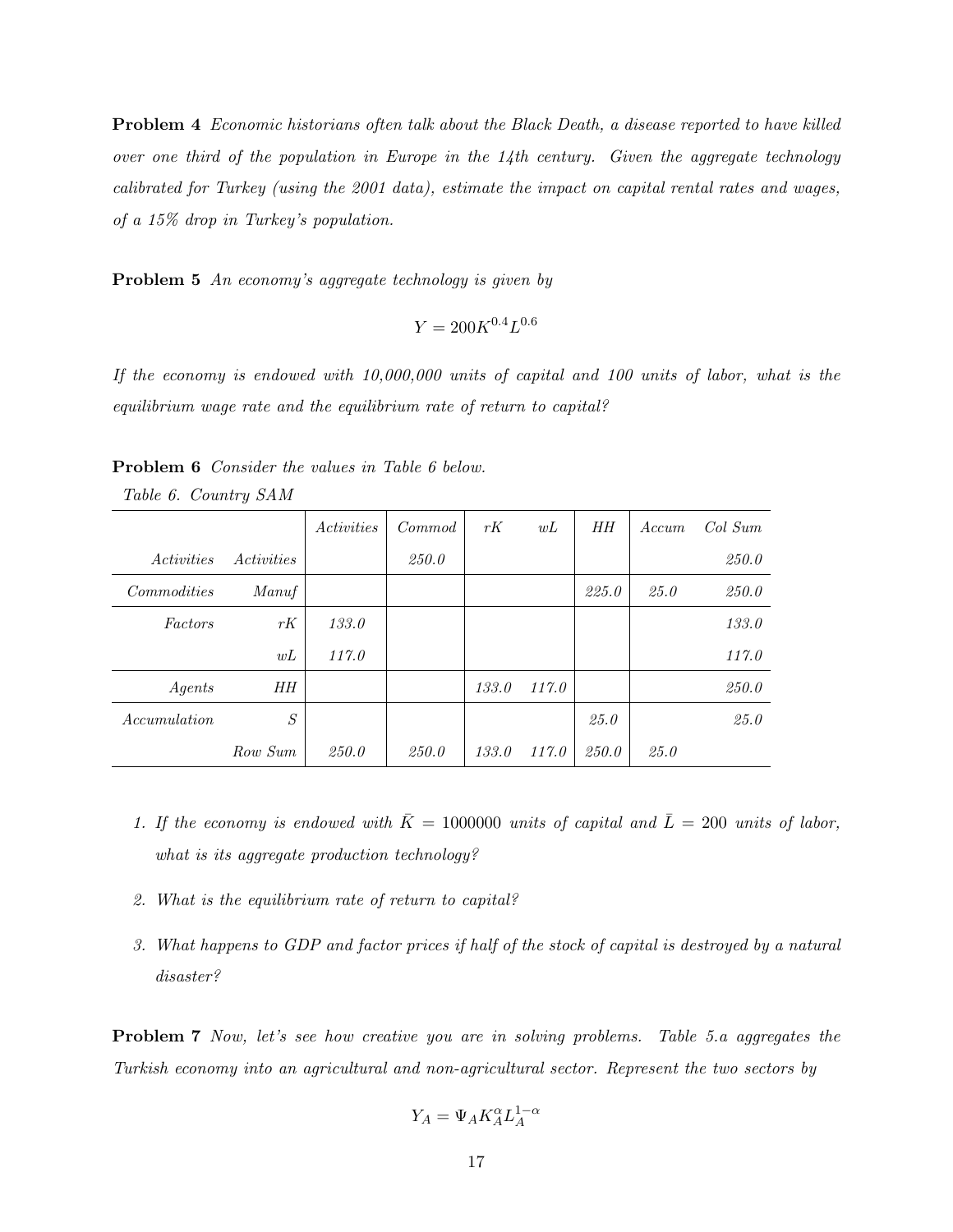**Problem 4** *Economic historians often talk about the Black Death, a disease reported to have killed over one third of the population in Europe in the 14th century. Given the aggregate technology calibrated for Turkey (using the 2001 data), estimate the impact on capital rental rates and wages, of a 15% drop in Turkey's population.*

**Problem 5** *An economy's aggregate technology is given by*

$$Y = 200K^{0.4}L^{0.6}$$

*If the economy is endowed with 10,000,000 units of capital and 100 units of labor, what is the equilibrium wage rate and the equilibrium rate of return to capital?*

**Problem 6** *Consider the values in Table 6 below.*

*Table 6. Country SAM*

| | | *Activities* | *Commod* | *rK* | *wL* | *HH* | *Accum* | *Col Sum* |
|---|---|---|---|---|---|---|---|---|
| *Activities* | *Activities* | | *250.0* | | | | | *250.0* |
| *Commodities* | *Manuf* | | | | | *225.0* | *25.0* | *250.0* |
| *Factors* | *rK* | *133.0* | | | | | | *133.0* |
| | *wL* | *117.0* | | | | | | *117.0* |
| *Agents* | *HH* | | | *133.0* | *117.0* | | | *250.0* |
| *Accumulation* | *S* | | | | | *25.0* | | *25.0* |
| | *Row Sum* | *250.0* | *250.0* | *133.0* | *117.0* | *250.0* | *25.0* | |

1. *If the economy is endowed with $\bar{K} = 1000000$ units of capital and $\bar{L} = 200$ units of labor, what is its aggregate production technology?*

2. *What is the equilibrium rate of return to capital?*

3. *What happens to GDP and factor prices if half of the stock of capital is destroyed by a natural disaster?*

**Problem 7** *Now, let's see how creative you are in solving problems. Table 5.a aggregates the Turkish economy into an agricultural and non-agricultural sector. Represent the two sectors by*

$$Y_A = \Psi_A K_A^{\alpha} L_A^{1-\alpha}$$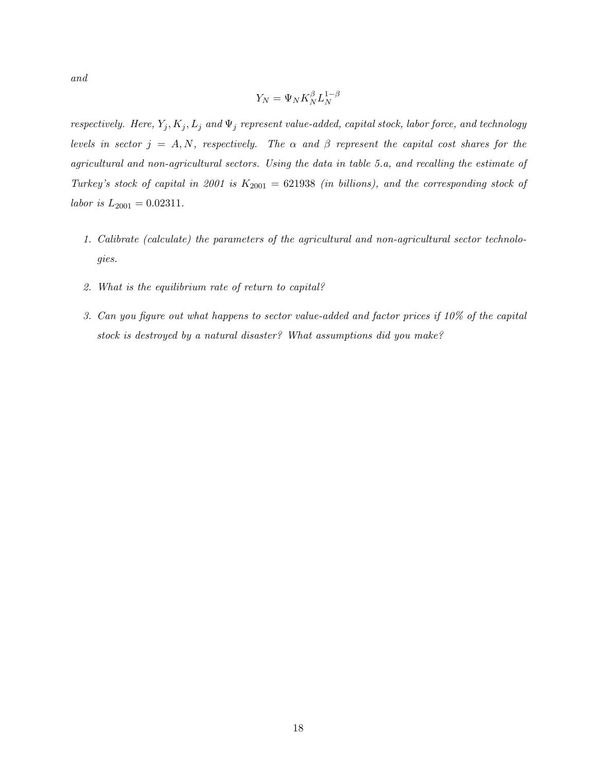*and*

$$Y_N = \Psi_N K_N^{\beta} L_N^{1-\beta}$$

*respectively. Here, $Y_j, K_j, L_j$ and $\Psi_j$ represent value-added, capital stock, labor force, and technology levels in sector $j = A, N$, respectively. The $\alpha$ and $\beta$ represent the capital cost shares for the agricultural and non-agricultural sectors. Using the data in table 5.a, and recalling the estimate of Turkey's stock of capital in 2001 is $K_{2001} = 621938$ (in billions), and the corresponding stock of labor is $L_{2001} = 0.02311$.*

1. *Calibrate (calculate) the parameters of the agricultural and non-agricultural sector technologies.*
2. *What is the equilibrium rate of return to capital?*
3. *Can you figure out what happens to sector value-added and factor prices if 10% of the capital stock is destroyed by a natural disaster? What assumptions did you make?*